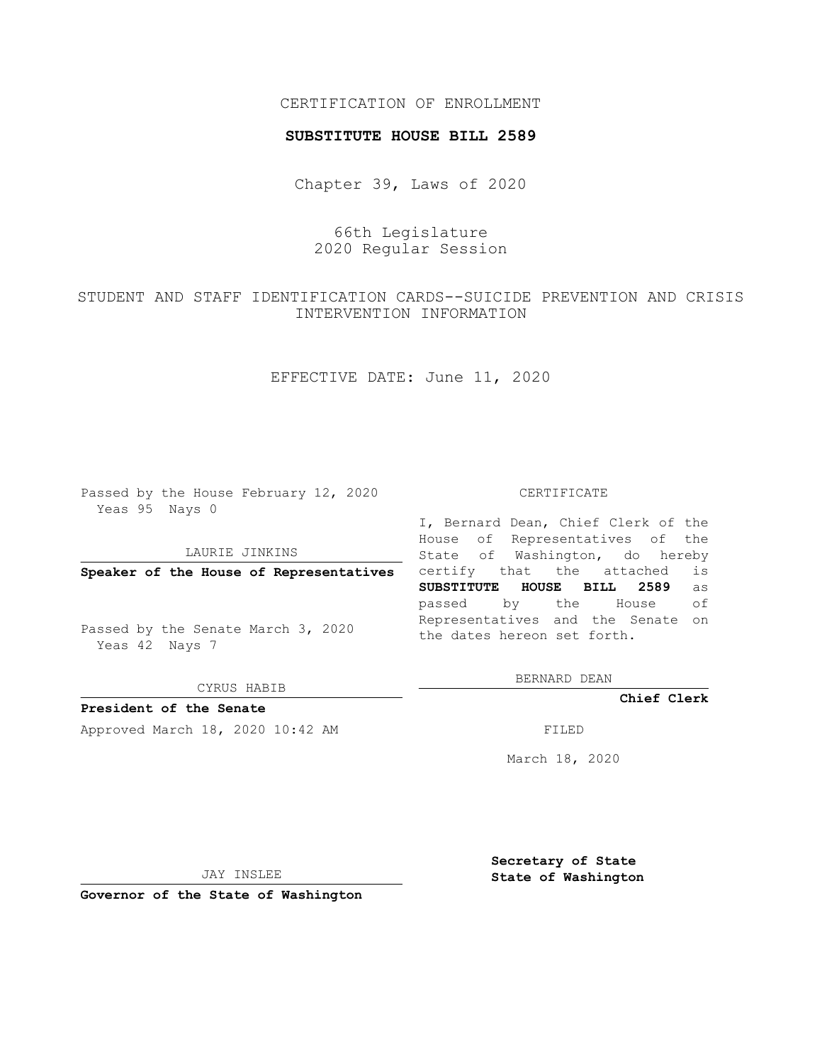CERTIFICATION OF ENROLLMENT

**SUBSTITUTE HOUSE BILL 2589**

Chapter 39, Laws of 2020

66th Legislature
2020 Regular Session

STUDENT AND STAFF IDENTIFICATION CARDS--SUICIDE PREVENTION AND CRISIS INTERVENTION INFORMATION

EFFECTIVE DATE: June 11, 2020

Passed by the House February 12, 2020
Yeas 95 Nays 0

LAURIE JINKINS

**Speaker of the House of Representatives**

Passed by the Senate March 3, 2020
Yeas 42 Nays 7

CYRUS HABIB

**President of the Senate**

Approved March 18, 2020 10:42 AM

JAY INSLEE

**Governor of the State of Washington**

CERTIFICATE

I, Bernard Dean, Chief Clerk of the House of Representatives of the State of Washington, do hereby certify that the attached is **SUBSTITUTE HOUSE BILL 2589** as passed by the House of Representatives and the Senate on the dates hereon set forth.

BERNARD DEAN

**Chief Clerk**

FILED

March 18, 2020

**Secretary of State**
**State of Washington**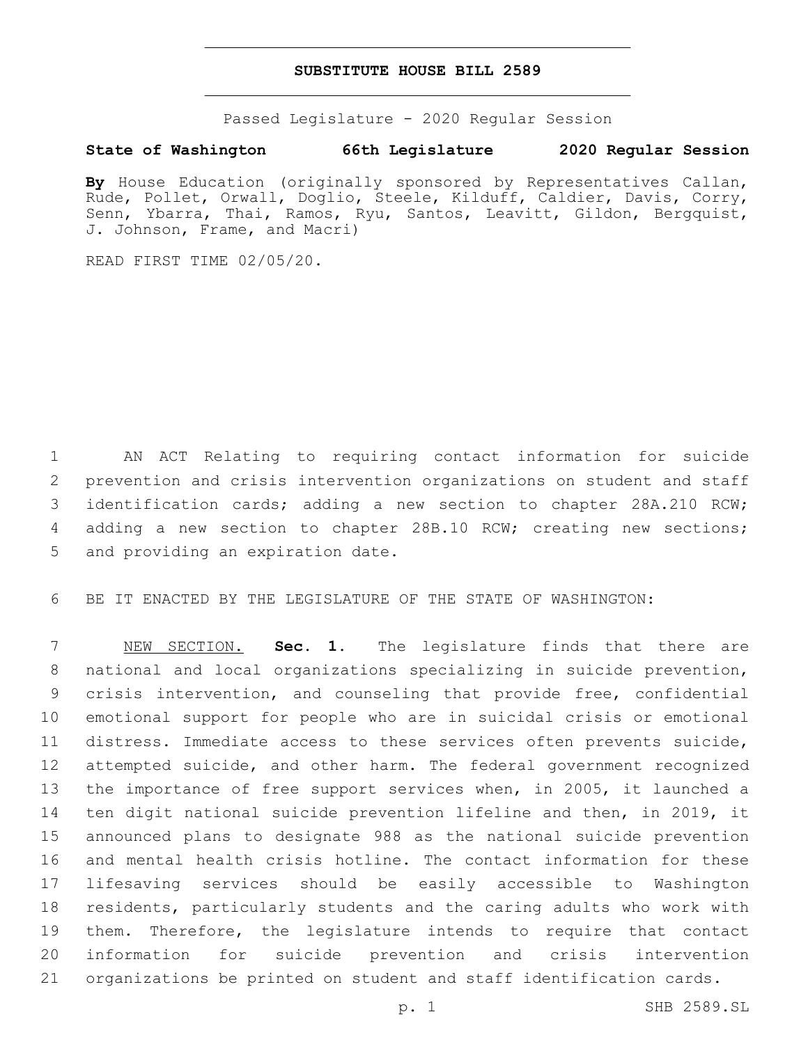# SUBSTITUTE HOUSE BILL 2589

Passed Legislature - 2020 Regular Session

**State of Washington 66th Legislature 2020 Regular Session**

**By** House Education (originally sponsored by Representatives Callan, Rude, Pollet, Orwall, Doglio, Steele, Kilduff, Caldier, Davis, Corry, Senn, Ybarra, Thai, Ramos, Ryu, Santos, Leavitt, Gildon, Bergquist, J. Johnson, Frame, and Macri)

READ FIRST TIME 02/05/20.

AN ACT Relating to requiring contact information for suicide prevention and crisis intervention organizations on student and staff identification cards; adding a new section to chapter 28A.210 RCW; adding a new section to chapter 28B.10 RCW; creating new sections; and providing an expiration date.

BE IT ENACTED BY THE LEGISLATURE OF THE STATE OF WASHINGTON:

NEW SECTION. **Sec. 1.** The legislature finds that there are national and local organizations specializing in suicide prevention, crisis intervention, and counseling that provide free, confidential emotional support for people who are in suicidal crisis or emotional distress. Immediate access to these services often prevents suicide, attempted suicide, and other harm. The federal government recognized the importance of free support services when, in 2005, it launched a ten digit national suicide prevention lifeline and then, in 2019, it announced plans to designate 988 as the national suicide prevention and mental health crisis hotline. The contact information for these lifesaving services should be easily accessible to Washington residents, particularly students and the caring adults who work with them. Therefore, the legislature intends to require that contact information for suicide prevention and crisis intervention organizations be printed on student and staff identification cards.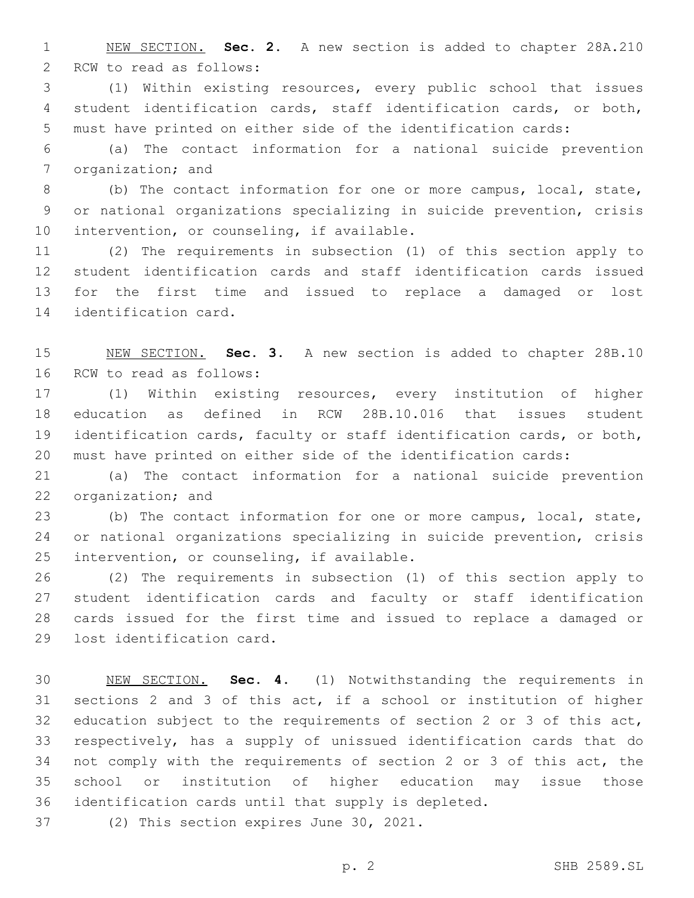NEW SECTION. **Sec. 2.** A new section is added to chapter 28A.210 RCW to read as follows:

(1) Within existing resources, every public school that issues student identification cards, staff identification cards, or both, must have printed on either side of the identification cards:

(a) The contact information for a national suicide prevention organization; and

(b) The contact information for one or more campus, local, state, or national organizations specializing in suicide prevention, crisis intervention, or counseling, if available.

(2) The requirements in subsection (1) of this section apply to student identification cards and staff identification cards issued for the first time and issued to replace a damaged or lost identification card.

NEW SECTION. **Sec. 3.** A new section is added to chapter 28B.10 RCW to read as follows:

(1) Within existing resources, every institution of higher education as defined in RCW 28B.10.016 that issues student identification cards, faculty or staff identification cards, or both, must have printed on either side of the identification cards:

(a) The contact information for a national suicide prevention organization; and

(b) The contact information for one or more campus, local, state, or national organizations specializing in suicide prevention, crisis intervention, or counseling, if available.

(2) The requirements in subsection (1) of this section apply to student identification cards and faculty or staff identification cards issued for the first time and issued to replace a damaged or lost identification card.

NEW SECTION. **Sec. 4.** (1) Notwithstanding the requirements in sections 2 and 3 of this act, if a school or institution of higher education subject to the requirements of section 2 or 3 of this act, respectively, has a supply of unissued identification cards that do not comply with the requirements of section 2 or 3 of this act, the school or institution of higher education may issue those identification cards until that supply is depleted.

(2) This section expires June 30, 2021.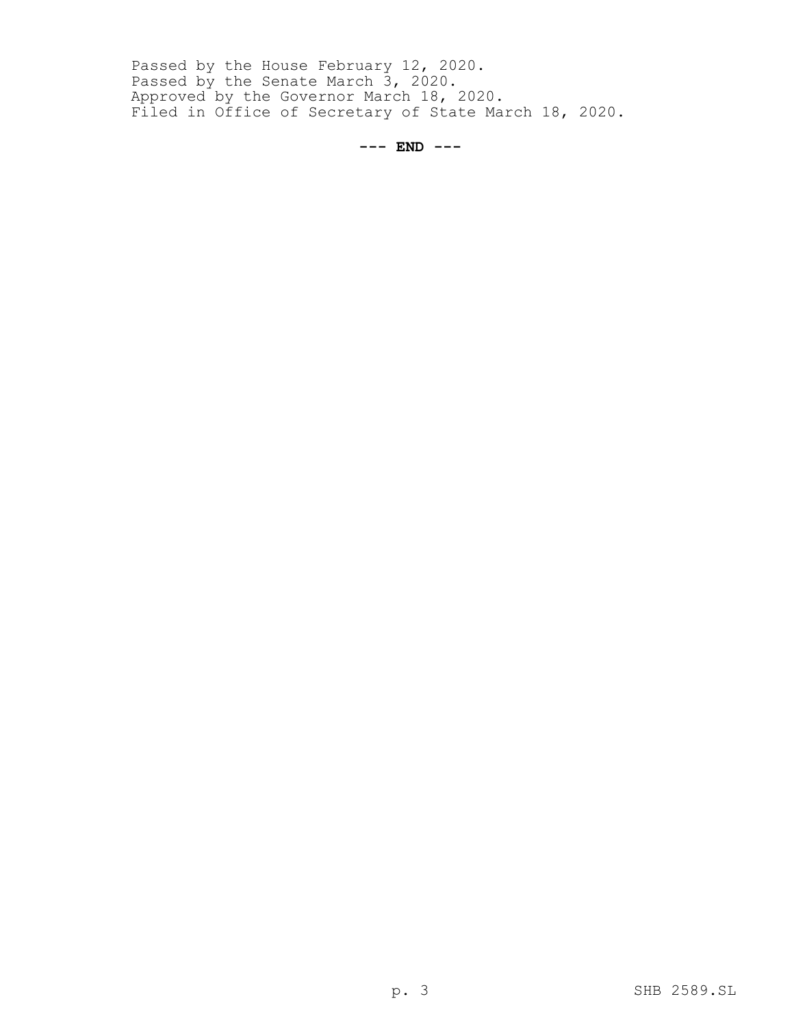Passed by the House February 12, 2020.
Passed by the Senate March 3, 2020.
Approved by the Governor March 18, 2020.
Filed in Office of Secretary of State March 18, 2020.

**--- END ---**